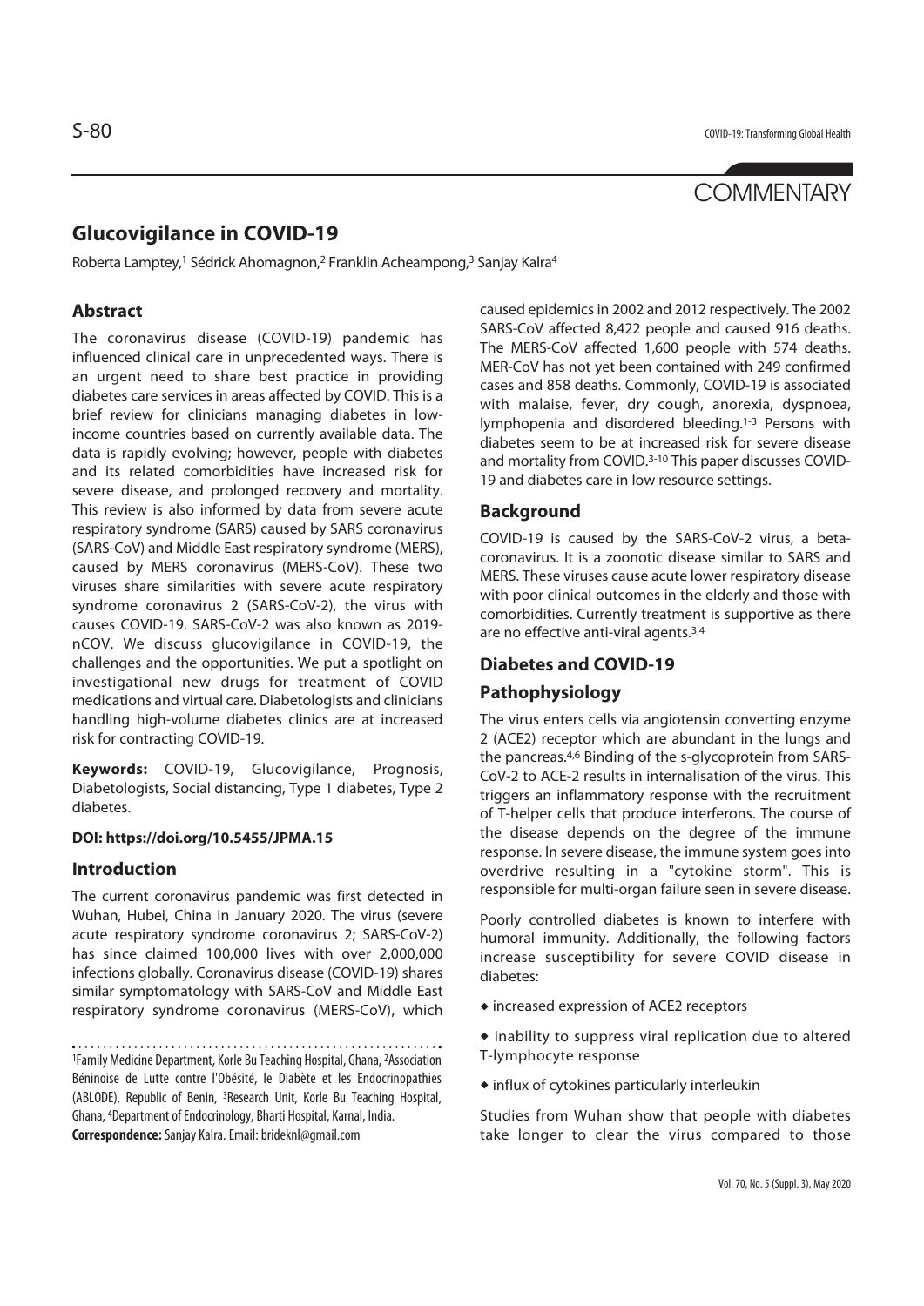COMMENTARY

# Glucovigilance in COVID-19

Roberta Lamptey,[1] Sédrick Ahomagnon,[2] Franklin Acheampong,[3] Sanjay Kalra[4]

## Abstract

The coronavirus disease (COVID-19) pandemic has influenced clinical care in unprecedented ways. There is an urgent need to share best practice in providing diabetes care services in areas affected by COVID. This is a brief review for clinicians managing diabetes in low-income countries based on currently available data. The data is rapidly evolving; however, people with diabetes and its related comorbidities have increased risk for severe disease, and prolonged recovery and mortality. This review is also informed by data from severe acute respiratory syndrome (SARS) caused by SARS coronavirus (SARS-CoV) and Middle East respiratory syndrome (MERS), caused by MERS coronavirus (MERS-CoV). These two viruses share similarities with severe acute respiratory syndrome coronavirus 2 (SARS-CoV-2), the virus with causes COVID-19. SARS-CoV-2 was also known as 2019-nCOV. We discuss glucovigilance in COVID-19, the challenges and the opportunities. We put a spotlight on investigational new drugs for treatment of COVID medications and virtual care. Diabetologists and clinicians handling high-volume diabetes clinics are at increased risk for contracting COVID-19.

**Keywords:** COVID-19, Glucovigilance, Prognosis, Diabetologists, Social distancing, Type 1 diabetes, Type 2 diabetes.

**DOI: https://doi.org/10.5455/JPMA.15**

## Introduction

The current coronavirus pandemic was first detected in Wuhan, Hubei, China in January 2020. The virus (severe acute respiratory syndrome coronavirus 2; SARS-CoV-2) has since claimed 100,000 lives with over 2,000,000 infections globally. Coronavirus disease (COVID-19) shares similar symptomatology with SARS-CoV and Middle East respiratory syndrome coronavirus (MERS-CoV), which caused epidemics in 2002 and 2012 respectively. The 2002 SARS-CoV affected 8,422 people and caused 916 deaths. The MERS-CoV affected 1,600 people with 574 deaths. MER-CoV has not yet been contained with 249 confirmed cases and 858 deaths. Commonly, COVID-19 is associated with malaise, fever, dry cough, anorexia, dyspnoea, lymphopenia and disordered bleeding.[1-3] Persons with diabetes seem to be at increased risk for severe disease and mortality from COVID.[3-10] This paper discusses COVID-19 and diabetes care in low resource settings.

## Background

COVID-19 is caused by the SARS-CoV-2 virus, a beta-coronavirus. It is a zoonotic disease similar to SARS and MERS. These viruses cause acute lower respiratory disease with poor clinical outcomes in the elderly and those with comorbidities. Currently treatment is supportive as there are no effective anti-viral agents.[3,4]

## Diabetes and COVID-19

### Pathophysiology

The virus enters cells via angiotensin converting enzyme 2 (ACE2) receptor which are abundant in the lungs and the pancreas.[4,6] Binding of the s-glycoprotein from SARS-CoV-2 to ACE-2 results in internalisation of the virus. This triggers an inflammatory response with the recruitment of T-helper cells that produce interferons. The course of the disease depends on the degree of the immune response. In severe disease, the immune system goes into overdrive resulting in a "cytokine storm". This is responsible for multi-organ failure seen in severe disease.

Poorly controlled diabetes is known to interfere with humoral immunity. Additionally, the following factors increase susceptibility for severe COVID disease in diabetes:

- increased expression of ACE2 receptors
- inability to suppress viral replication due to altered T-lymphocyte response
- influx of cytokines particularly interleukin

Studies from Wuhan show that people with diabetes take longer to clear the virus compared to those

[1]Family Medicine Department, Korle Bu Teaching Hospital, Ghana, [2]Association Béninoise de Lutte contre l'Obésité, le Diabète et les Endocrinopathies (ABLODE), Republic of Benin, [3]Research Unit, Korle Bu Teaching Hospital, Ghana, [4]Department of Endocrinology, Bharti Hospital, Karnal, India.

**Correspondence:** Sanjay Kalra. Email: brideknl@gmail.com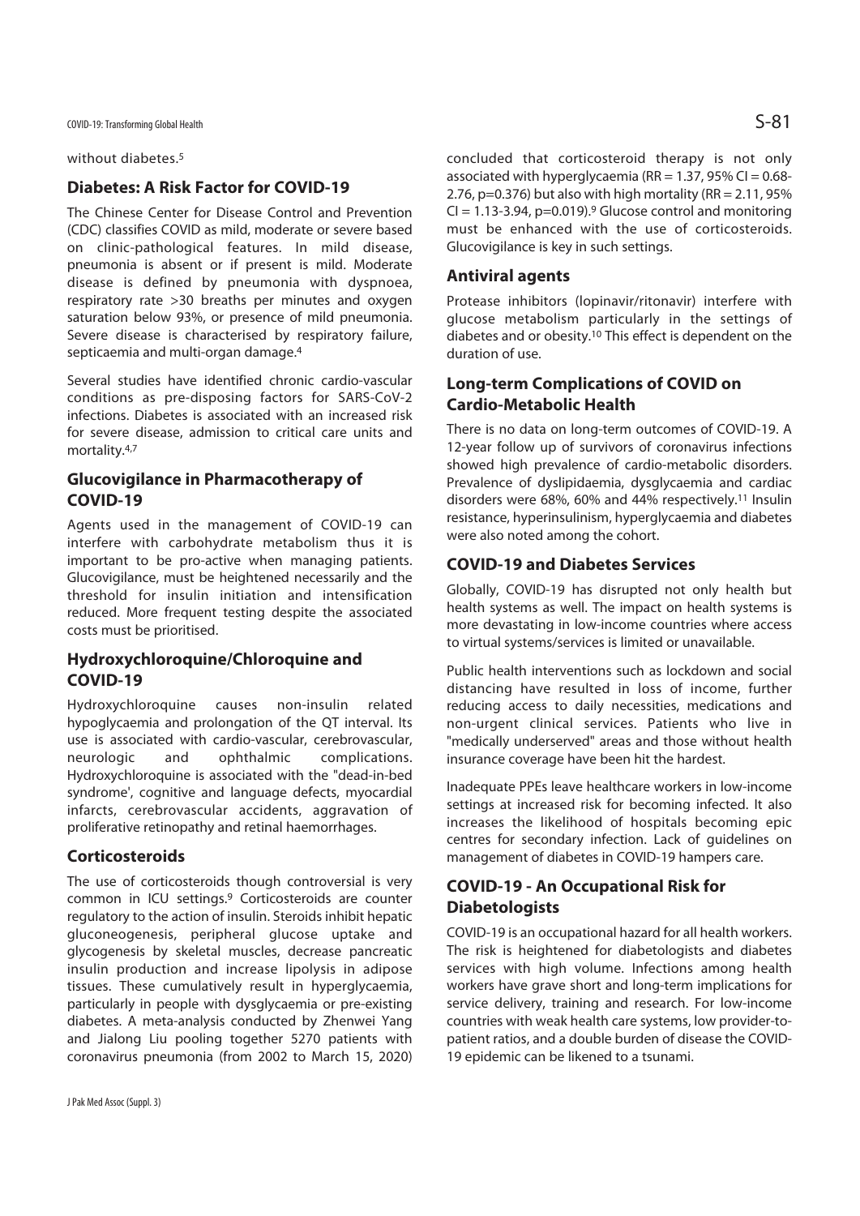without diabetes.[5]

## Diabetes: A Risk Factor for COVID-19

The Chinese Center for Disease Control and Prevention (CDC) classifies COVID as mild, moderate or severe based on clinic-pathological features. In mild disease, pneumonia is absent or if present is mild. Moderate disease is defined by pneumonia with dyspnoea, respiratory rate >30 breaths per minutes and oxygen saturation below 93%, or presence of mild pneumonia. Severe disease is characterised by respiratory failure, septicaemia and multi-organ damage.[4]

Several studies have identified chronic cardio-vascular conditions as pre-disposing factors for SARS-CoV-2 infections. Diabetes is associated with an increased risk for severe disease, admission to critical care units and mortality.[4,7]

## Glucovigilance in Pharmacotherapy of COVID-19

Agents used in the management of COVID-19 can interfere with carbohydrate metabolism thus it is important to be pro-active when managing patients. Glucovigilance, must be heightened necessarily and the threshold for insulin initiation and intensification reduced. More frequent testing despite the associated costs must be prioritised.

## Hydroxychloroquine/Chloroquine and COVID-19

Hydroxychloroquine causes non-insulin related hypoglycaemia and prolongation of the QT interval. Its use is associated with cardio-vascular, cerebrovascular, neurologic and ophthalmic complications. Hydroxychloroquine is associated with the "dead-in-bed syndrome', cognitive and language defects, myocardial infarcts, cerebrovascular accidents, aggravation of proliferative retinopathy and retinal haemorrhages.

## Corticosteroids

The use of corticosteroids though controversial is very common in ICU settings.[9] Corticosteroids are counter regulatory to the action of insulin. Steroids inhibit hepatic gluconeogenesis, peripheral glucose uptake and glycogenesis by skeletal muscles, decrease pancreatic insulin production and increase lipolysis in adipose tissues. These cumulatively result in hyperglycaemia, particularly in people with dysglycaemia or pre-existing diabetes. A meta-analysis conducted by Zhenwei Yang and Jialong Liu pooling together 5270 patients with coronavirus pneumonia (from 2002 to March 15, 2020) concluded that corticosteroid therapy is not only associated with hyperglycaemia (RR = 1.37, 95% CI = 0.68-2.76, p=0.376) but also with high mortality (RR = 2.11, 95% CI = 1.13-3.94, p=0.019).[9] Glucose control and monitoring must be enhanced with the use of corticosteroids. Glucovigilance is key in such settings.

## Antiviral agents

Protease inhibitors (lopinavir/ritonavir) interfere with glucose metabolism particularly in the settings of diabetes and or obesity.[10] This effect is dependent on the duration of use.

## Long-term Complications of COVID on Cardio-Metabolic Health

There is no data on long-term outcomes of COVID-19. A 12-year follow up of survivors of coronavirus infections showed high prevalence of cardio-metabolic disorders. Prevalence of dyslipidaemia, dysglycaemia and cardiac disorders were 68%, 60% and 44% respectively.[11] Insulin resistance, hyperinsulinism, hyperglycaemia and diabetes were also noted among the cohort.

## COVID-19 and Diabetes Services

Globally, COVID-19 has disrupted not only health but health systems as well. The impact on health systems is more devastating in low-income countries where access to virtual systems/services is limited or unavailable.

Public health interventions such as lockdown and social distancing have resulted in loss of income, further reducing access to daily necessities, medications and non-urgent clinical services. Patients who live in "medically underserved" areas and those without health insurance coverage have been hit the hardest.

Inadequate PPEs leave healthcare workers in low-income settings at increased risk for becoming infected. It also increases the likelihood of hospitals becoming epic centres for secondary infection. Lack of guidelines on management of diabetes in COVID-19 hampers care.

## COVID-19 - An Occupational Risk for Diabetologists

COVID-19 is an occupational hazard for all health workers. The risk is heightened for diabetologists and diabetes services with high volume. Infections among health workers have grave short and long-term implications for service delivery, training and research. For low-income countries with weak health care systems, low provider-to-patient ratios, and a double burden of disease the COVID-19 epidemic can be likened to a tsunami.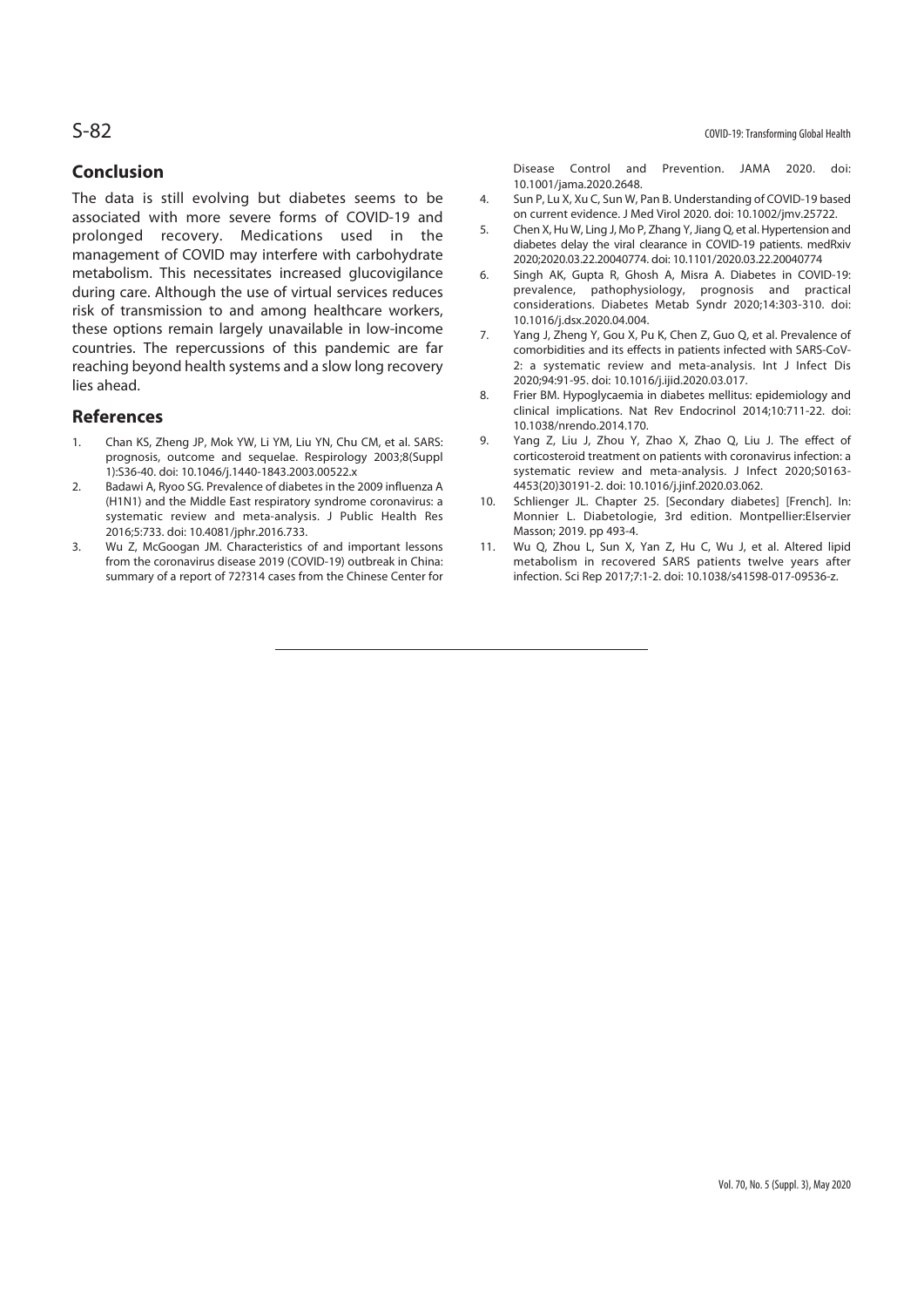## Conclusion

The data is still evolving but diabetes seems to be associated with more severe forms of COVID-19 and prolonged recovery. Medications used in the management of COVID may interfere with carbohydrate metabolism. This necessitates increased glucovigilance during care. Although the use of virtual services reduces risk of transmission to and among healthcare workers, these options remain largely unavailable in low-income countries. The repercussions of this pandemic are far reaching beyond health systems and a slow long recovery lies ahead.

## References

1. Chan KS, Zheng JP, Mok YW, Li YM, Liu YN, Chu CM, et al. SARS: prognosis, outcome and sequelae. Respirology 2003;8(Suppl 1):S36-40. doi: 10.1046/j.1440-1843.2003.00522.x
2. Badawi A, Ryoo SG. Prevalence of diabetes in the 2009 influenza A (H1N1) and the Middle East respiratory syndrome coronavirus: a systematic review and meta-analysis. J Public Health Res 2016;5:733. doi: 10.4081/jphr.2016.733.
3. Wu Z, McGoogan JM. Characteristics of and important lessons from the coronavirus disease 2019 (COVID-19) outbreak in China: summary of a report of 72?314 cases from the Chinese Center for Disease Control and Prevention. JAMA 2020. doi: 10.1001/jama.2020.2648.
4. Sun P, Lu X, Xu C, Sun W, Pan B. Understanding of COVID-19 based on current evidence. J Med Virol 2020. doi: 10.1002/jmv.25722.
5. Chen X, Hu W, Ling J, Mo P, Zhang Y, Jiang Q, et al. Hypertension and diabetes delay the viral clearance in COVID-19 patients. medRxiv 2020;2020.03.22.20040774. doi: 10.1101/2020.03.22.20040774
6. Singh AK, Gupta R, Ghosh A, Misra A. Diabetes in COVID-19: prevalence, pathophysiology, prognosis and practical considerations. Diabetes Metab Syndr 2020;14:303-310. doi: 10.1016/j.dsx.2020.04.004.
7. Yang J, Zheng Y, Gou X, Pu K, Chen Z, Guo Q, et al. Prevalence of comorbidities and its effects in patients infected with SARS-CoV-2: a systematic review and meta-analysis. Int J Infect Dis 2020;94:91-95. doi: 10.1016/j.ijid.2020.03.017.
8. Frier BM. Hypoglycaemia in diabetes mellitus: epidemiology and clinical implications. Nat Rev Endocrinol 2014;10:711-22. doi: 10.1038/nrendo.2014.170.
9. Yang Z, Liu J, Zhou Y, Zhao X, Zhao Q, Liu J. The effect of corticosteroid treatment on patients with coronavirus infection: a systematic review and meta-analysis. J Infect 2020;S0163-4453(20)30191-2. doi: 10.1016/j.jinf.2020.03.062.
10. Schlienger JL. Chapter 25. [Secondary diabetes] [French]. In: Monnier L. Diabetologie, 3rd edition. Montpellier:Elservier Masson; 2019. pp 493-4.
11. Wu Q, Zhou L, Sun X, Yan Z, Hu C, Wu J, et al. Altered lipid metabolism in recovered SARS patients twelve years after infection. Sci Rep 2017;7:1-2. doi: 10.1038/s41598-017-09536-z.